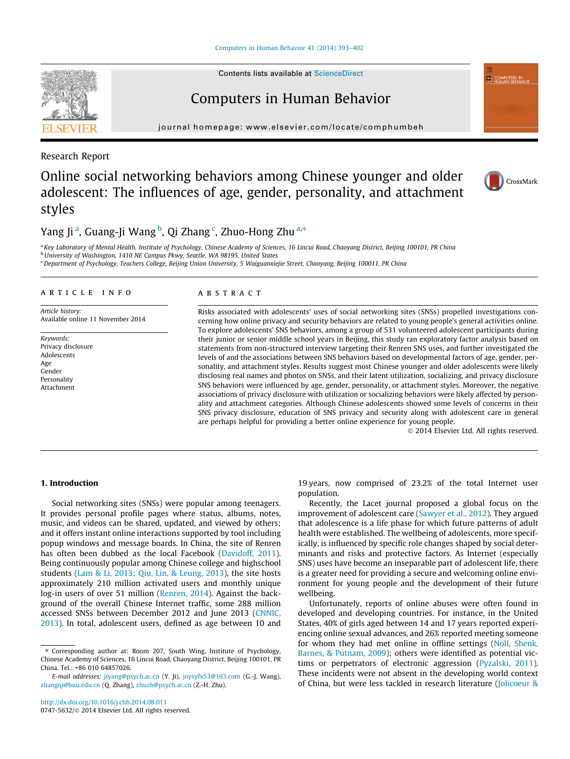Research Report

# Online social networking behaviors among Chinese younger and older adolescent: The influences of age, gender, personality, and attachment styles

Yang Ji [a], Guang-Ji Wang [b], Qi Zhang [c], Zhuo-Hong Zhu [a,*]

[a] Key Laboratory of Mental Health, Institute of Psychology, Chinese Academy of Sciences, 16 Lincui Road, Chaoyang District, Beijing 100101, PR China
[b] University of Washington, 1410 NE Campus Pkwy, Seattle, WA 98195, United States
[c] Department of Psychology, Teachers College, Beijing Union University, 5 Waiguanxiejie Street, Chaoyang, Beijing 100011, PR China

## ARTICLE INFO

*Article history:*
Available online 11 November 2014

*Keywords:*
Privacy disclosure
Adolescents
Age
Gender
Personality
Attachment

## ABSTRACT

Risks associated with adolescents' uses of social networking sites (SNSs) propelled investigations concerning how online privacy and security behaviors are related to young people's general activities online. To explore adolescents' SNS behaviors, among a group of 531 volunteered adolescent participants during their junior or senior middle school years in Beijing, this study ran exploratory factor analysis based on statements from non-structured interview targeting their Renren SNS uses, and further investigated the levels of and the associations between SNS behaviors based on developmental factors of age, gender, personality, and attachment styles. Results suggest most Chinese younger and older adolescents were likely disclosing real names and photos on SNSs, and their latent utilization, socializing, and privacy disclosure SNS behaviors were influenced by age, gender, personality, or attachment styles. Moreover, the negative associations of privacy disclosure with utilization or socializing behaviors were likely affected by personality and attachment categories. Although Chinese adolescents showed some levels of concerns in their SNS privacy disclosure, education of SNS privacy and security along with adolescent care in general are perhaps helpful for providing a better online experience for young people.

© 2014 Elsevier Ltd. All rights reserved.

## 1. Introduction

Social networking sites (SNSs) were popular among teenagers. It provides personal profile pages where status, albums, notes, music, and videos can be shared, updated, and viewed by others; and it offers instant online interactions supported by tool including popup windows and message boards. In China, the site of Renren has often been dubbed as the local Facebook (Davidoff, 2011). Being continuously popular among Chinese college and highschool students (Lam & Li, 2013; Qiu, Lin, & Leung, 2013), the site hosts approximately 210 million activated users and monthly unique log-in users of over 51 million (Renren, 2014). Against the background of the overall Chinese Internet traffic, some 288 million accessed SNSs between December 2012 and June 2013 (CNNIC, 2013). In total, adolescent users, defined as age between 10 and 19 years, now comprised of 23.2% of the total Internet user population.

Recently, the Lacet journal proposed a global focus on the improvement of adolescent care (Sawyer et al., 2012). They argued that adolescence is a life phase for which future patterns of adult health were established. The wellbeing of adolescents, more specifically, is influenced by specific role changes shaped by social determinants and risks and protective factors. As Internet (especially SNS) uses have become an inseparable part of adolescent life, there is a greater need for providing a secure and welcoming online environment for young people and the development of their future wellbeing.

Unfortunately, reports of online abuses were often found in developed and developing countries. For instance, in the United States, 40% of girls aged between 14 and 17 years reported experiencing online sexual advances, and 26% reported meeting someone for whom they had met online in offline settings (Noll, Shenk, Barnes, & Putnam, 2009); others were identified as potential victims or perpetrators of electronic aggression (Pyzalski, 2011). These incidents were not absent in the developing world context of China, but were less tackled in research literature (Jolicoeur &

---

* Corresponding author at: Room 207, South Wing, Institute of Psychology, Chinese Academy of Sciences, 16 Lincui Road, Chaoyang District, Beijing 100101, PR China. Tel.: +86 010 64857026.

*E-mail addresses:* jiyang@psych.ac.cn (Y. Ji), joysyfx53@163.com (G.-J. Wang), zhangqi@buu.edu.cn (Q. Zhang), zhuzh@psych.ac.cn (Z.-H. Zhu).

http://dx.doi.org/10.1016/j.chb.2014.08.011
0747-5632/© 2014 Elsevier Ltd. All rights reserved.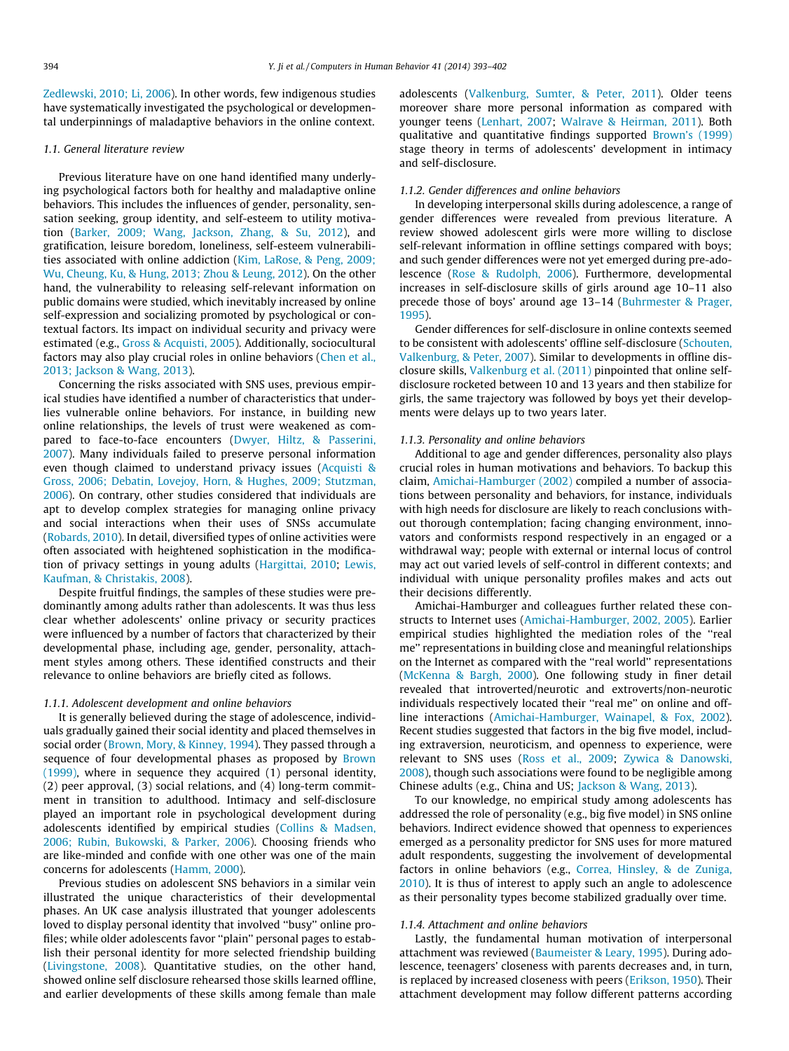Zedlewski, 2010; Li, 2006). In other words, few indigenous studies have systematically investigated the psychological or developmental underpinnings of maladaptive behaviors in the online context.

### 1.1. General literature review

Previous literature have on one hand identified many underlying psychological factors both for healthy and maladaptive online behaviors. This includes the influences of gender, personality, sensation seeking, group identity, and self-esteem to utility motivation (Barker, 2009; Wang, Jackson, Zhang, & Su, 2012), and gratification, leisure boredom, loneliness, self-esteem vulnerabilities associated with online addiction (Kim, LaRose, & Peng, 2009; Wu, Cheung, Ku, & Hung, 2013; Zhou & Leung, 2012). On the other hand, the vulnerability to releasing self-relevant information on public domains were studied, which inevitably increased by online self-expression and socializing promoted by psychological or contextual factors. Its impact on individual security and privacy were estimated (e.g., Gross & Acquisti, 2005). Additionally, sociocultural factors may also play crucial roles in online behaviors (Chen et al., 2013; Jackson & Wang, 2013).

Concerning the risks associated with SNS uses, previous empirical studies have identified a number of characteristics that underlies vulnerable online behaviors. For instance, in building new online relationships, the levels of trust were weakened as compared to face-to-face encounters (Dwyer, Hiltz, & Passerini, 2007). Many individuals failed to preserve personal information even though claimed to understand privacy issues (Acquisti & Gross, 2006; Debatin, Lovejoy, Horn, & Hughes, 2009; Stutzman, 2006). On contrary, other studies considered that individuals are apt to develop complex strategies for managing online privacy and social interactions when their uses of SNSs accumulate (Robards, 2010). In detail, diversified types of online activities were often associated with heightened sophistication in the modification of privacy settings in young adults (Hargittai, 2010; Lewis, Kaufman, & Christakis, 2008).

Despite fruitful findings, the samples of these studies were predominantly among adults rather than adolescents. It was thus less clear whether adolescents' online privacy or security practices were influenced by a number of factors that characterized by their developmental phase, including age, gender, personality, attachment styles among others. These identified constructs and their relevance to online behaviors are briefly cited as follows.

#### 1.1.1. Adolescent development and online behaviors

It is generally believed during the stage of adolescence, individuals gradually gained their social identity and placed themselves in social order (Brown, Mory, & Kinney, 1994). They passed through a sequence of four developmental phases as proposed by Brown (1999), where in sequence they acquired (1) personal identity, (2) peer approval, (3) social relations, and (4) long-term commitment in transition to adulthood. Intimacy and self-disclosure played an important role in psychological development during adolescents identified by empirical studies (Collins & Madsen, 2006; Rubin, Bukowski, & Parker, 2006). Choosing friends who are like-minded and confide with one other was one of the main concerns for adolescents (Hamm, 2000).

Previous studies on adolescent SNS behaviors in a similar vein illustrated the unique characteristics of their developmental phases. An UK case analysis illustrated that younger adolescents loved to display personal identity that involved "busy" online profiles; while older adolescents favor "plain" personal pages to establish their personal identity for more selected friendship building (Livingstone, 2008). Quantitative studies, on the other hand, showed online self disclosure rehearsed those skills learned offline, and earlier developments of these skills among female than male adolescents (Valkenburg, Sumter, & Peter, 2011). Older teens moreover share more personal information as compared with younger teens (Lenhart, 2007; Walrave & Heirman, 2011). Both qualitative and quantitative findings supported Brown's (1999) stage theory in terms of adolescents' development in intimacy and self-disclosure.

#### 1.1.2. Gender differences and online behaviors

In developing interpersonal skills during adolescence, a range of gender differences were revealed from previous literature. A review showed adolescent girls were more willing to disclose self-relevant information in offline settings compared with boys; and such gender differences were not yet emerged during pre-adolescence (Rose & Rudolph, 2006). Furthermore, developmental increases in self-disclosure skills of girls around age 10–11 also precede those of boys' around age 13–14 (Buhrmester & Prager, 1995).

Gender differences for self-disclosure in online contexts seemed to be consistent with adolescents' offline self-disclosure (Schouten, Valkenburg, & Peter, 2007). Similar to developments in offline disclosure skills, Valkenburg et al. (2011) pinpointed that online self-disclosure rocketed between 10 and 13 years and then stabilize for girls, the same trajectory was followed by boys yet their developments were delays up to two years later.

#### 1.1.3. Personality and online behaviors

Additional to age and gender differences, personality also plays crucial roles in human motivations and behaviors. To backup this claim, Amichai-Hamburger (2002) compiled a number of associations between personality and behaviors, for instance, individuals with high needs for disclosure are likely to reach conclusions without thorough contemplation; facing changing environment, innovators and conformists respond respectively in an engaged or a withdrawal way; people with external or internal locus of control may act out varied levels of self-control in different contexts; and individual with unique personality profiles makes and acts out their decisions differently.

Amichai-Hamburger and colleagues further related these constructs to Internet uses (Amichai-Hamburger, 2002, 2005). Earlier empirical studies highlighted the mediation roles of the "real me" representations in building close and meaningful relationships on the Internet as compared with the "real world" representations (McKenna & Bargh, 2000). One following study in finer detail revealed that introverted/neurotic and extroverts/non-neurotic individuals respectively located their "real me" on online and offline interactions (Amichai-Hamburger, Wainapel, & Fox, 2002). Recent studies suggested that factors in the big five model, including extraversion, neuroticism, and openness to experience, were relevant to SNS uses (Ross et al., 2009; Zywica & Danowski, 2008), though such associations were found to be negligible among Chinese adults (e.g., China and US; Jackson & Wang, 2013).

To our knowledge, no empirical study among adolescents has addressed the role of personality (e.g., big five model) in SNS online behaviors. Indirect evidence showed that openness to experiences emerged as a personality predictor for SNS uses for more matured adult respondents, suggesting the involvement of developmental factors in online behaviors (e.g., Correa, Hinsley, & de Zuniga, 2010). It is thus of interest to apply such an angle to adolescence as their personality types become stabilized gradually over time.

#### 1.1.4. Attachment and online behaviors

Lastly, the fundamental human motivation of interpersonal attachment was reviewed (Baumeister & Leary, 1995). During adolescence, teenagers' closeness with parents decreases and, in turn, is replaced by increased closeness with peers (Erikson, 1950). Their attachment development may follow different patterns according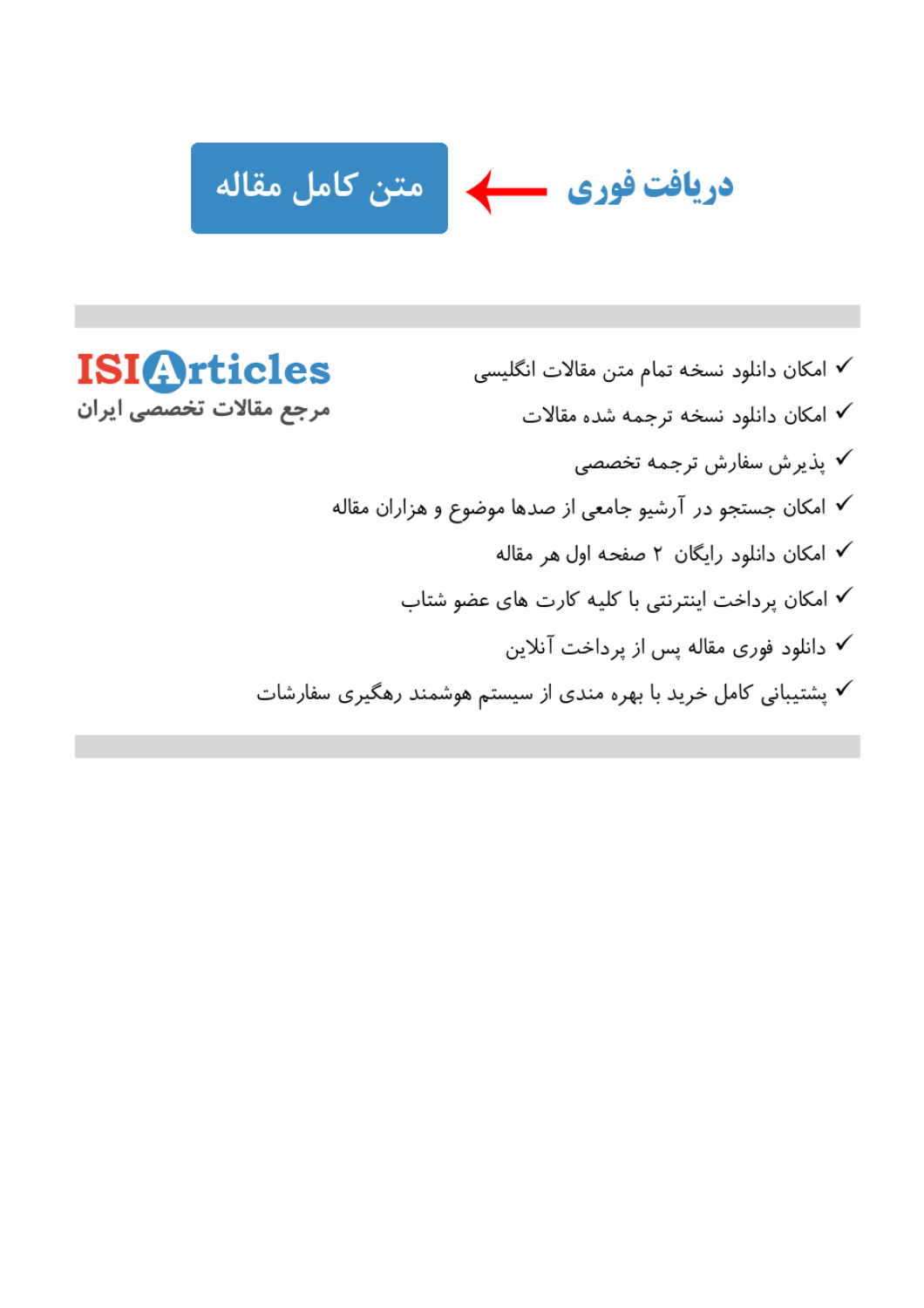**دریافت فوری** ← **متن کامل مقاله**

**ISIArticles**
مرجع مقالات تخصصی ایران

- ✓ امکان دانلود نسخه تمام متن مقالات انگلیسی
- ✓ امکان دانلود نسخه ترجمه شده مقالات
- ✓ پذیرش سفارش ترجمه تخصصی
- ✓ امکان جستجو در آرشیو جامعی از صدها موضوع و هزاران مقاله
- ✓ امکان دانلود رایگان ۲ صفحه اول هر مقاله
- ✓ امکان پرداخت اینترنتی با کلیه کارت های عضو شتاب
- ✓ دانلود فوری مقاله پس از پرداخت آنلاین
- ✓ پشتیبانی کامل خرید با بهره مندی از سیستم هوشمند رهگیری سفارشات